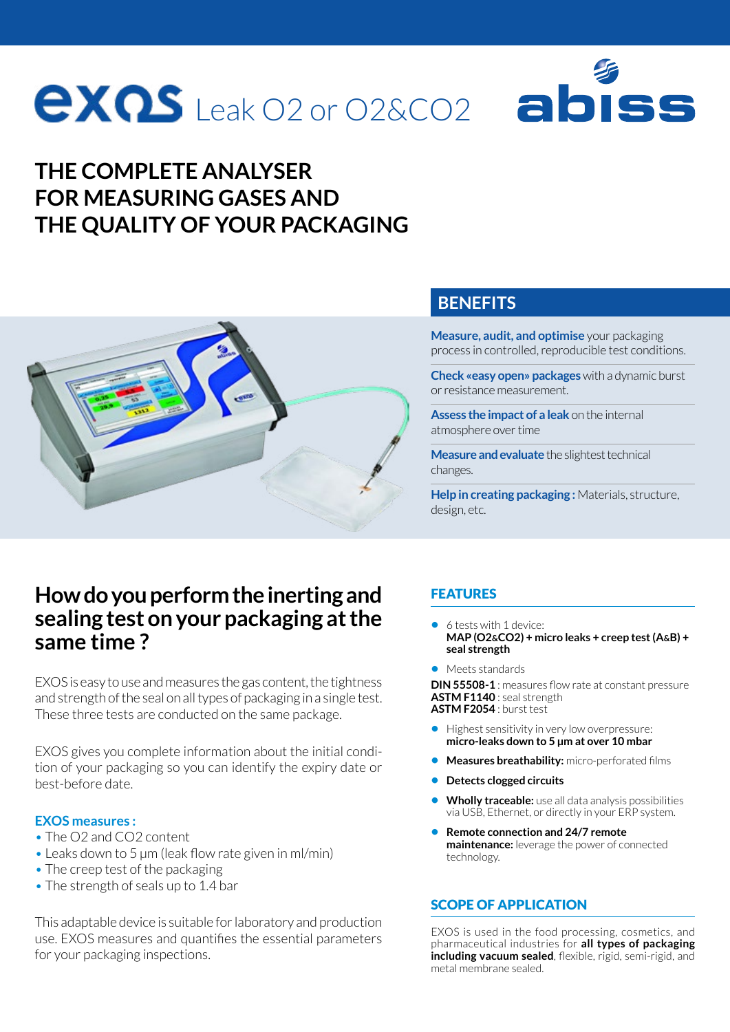# EXOS Leak O2 or O2&CO2

abiss

## THE COMPLETE ANALYSER FOR MEASURING GASES AND THE QUALITY OF YOUR PACKAGING

## BENEFITS

**Measure, audit, and optimise** your packaging process in controlled, reproducible test conditions.

**Check «easy open» packages** with a dynamic burst or resistance measurement.

**Assess the impact of a leak** on the internal atmosphere over time

**Measure and evaluate** the slightest technical changes.

**Help in creating packaging :** Materials, structure, design, etc.

## How do you perform the inerting and sealing test on your packaging at the same time ?

EXOS is easy to use and measures the gas content, the tightness and strength of the seal on all types of packaging in a single test. These three tests are conducted on the same package.

EXOS gives you complete information about the initial condition of your packaging so you can identify the expiry date or best-before date.

**EXOS measures :**

- The O2 and CO2 content
- Leaks down to 5 µm (leak flow rate given in ml/min)
- The creep test of the packaging
- The strength of seals up to 1.4 bar

This adaptable device is suitable for laboratory and production use. EXOS measures and quantifies the essential parameters for your packaging inspections.

## FEATURES

- 6 tests with 1 device: **MAP (O2&CO2) + micro leaks + creep test (A&B) + seal strength**
- Meets standards

**DIN 55508-1** : measures flow rate at constant pressure
**ASTM F1140** : seal strength
**ASTM F2054** : burst test

- Highest sensitivity in very low overpressure: **micro-leaks down to 5 µm at over 10 mbar**
- **Measures breathability:** micro-perforated films
- **Detects clogged circuits**
- **Wholly traceable:** use all data analysis possibilities via USB, Ethernet, or directly in your ERP system.
- **Remote connection and 24/7 remote maintenance:** leverage the power of connected technology.

## SCOPE OF APPLICATION

EXOS is used in the food processing, cosmetics, and pharmaceutical industries for **all types of packaging including vacuum sealed**, flexible, rigid, semi-rigid, and metal membrane sealed.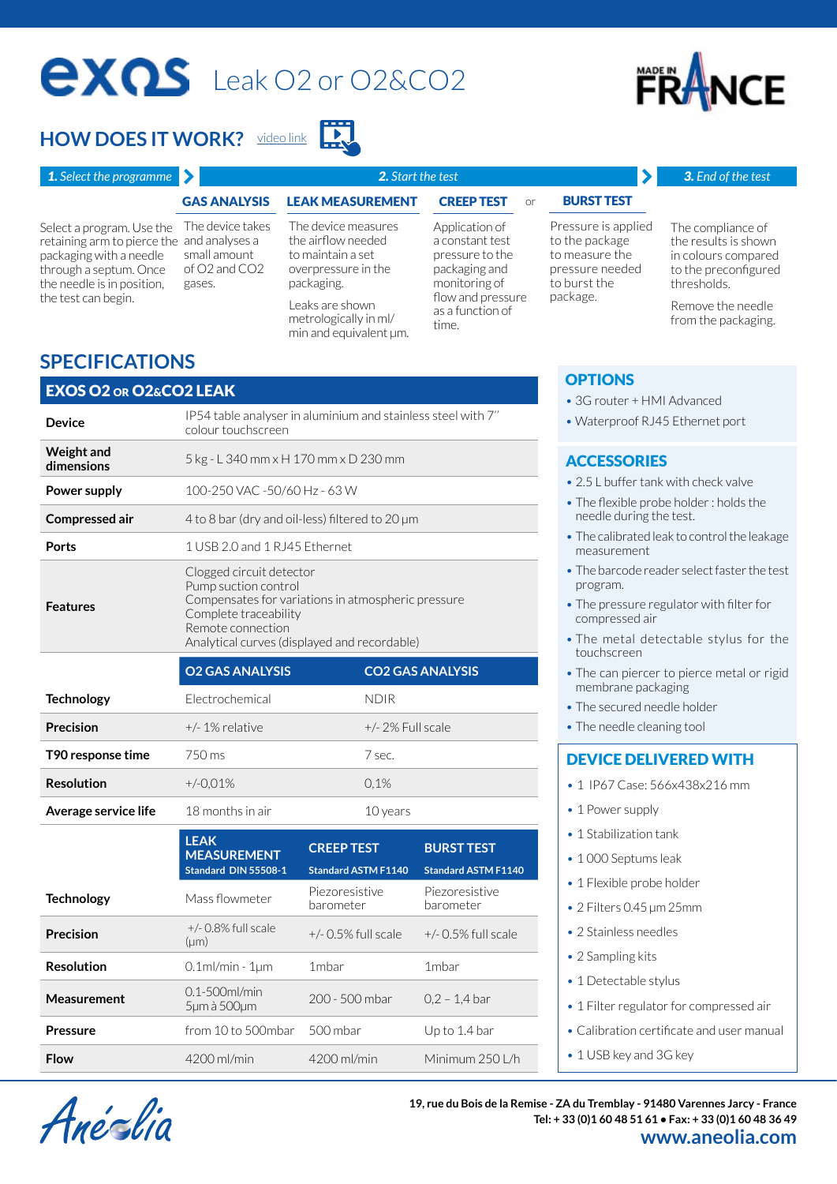# exos Leak O2 or O2&CO2

MADE IN FRANCE

## HOW DOES IT WORK? video link

**1. Select the programme** › **2. Start the test** › **3. End of the test**

**1. Select the programme**

Select a program. Use the retaining arm to pierce the packaging with a needle through a septum. Once the needle is in position, the test can begin.

**2. Start the test**

**GAS ANALYSIS**

The device takes and analyses a small amount of O2 and CO2 gases.

**LEAK MEASUREMENT**

The device measures the airflow needed to maintain a set overpressure in the packaging.

Leaks are shown metrologically in ml/min and equivalent µm.

**CREEP TEST** or **BURST TEST**

Application of a constant test pressure to the packaging and monitoring of flow and pressure as a function of time.

Pressure is applied to the package to measure the pressure needed to burst the package.

**3. End of the test**

The compliance of the results is shown in colours compared to the preconfigured thresholds.

Remove the needle from the packaging.

## SPECIFICATIONS

### EXOS O2 OR O2&CO2 LEAK

| | | | |
|---|---|---|---|
| **Device** | IP54 table analyser in aluminium and stainless steel with 7'' colour touchscreen | | |
| **Weight and dimensions** | 5 kg - L 340 mm x H 170 mm x D 230 mm | | |
| **Power supply** | 100-250 VAC -50/60 Hz - 63 W | | |
| **Compressed air** | 4 to 8 bar (dry and oil-less) filtered to 20 µm | | |
| **Ports** | 1 USB 2.0 and 1 RJ45 Ethernet | | |
| **Features** | Clogged circuit detector<br>Pump suction control<br>Compensates for variations in atmospheric pressure<br>Complete traceability<br>Remote connection<br>Analytical curves (displayed and recordable) | | |
| | **O2 GAS ANALYSIS** | **CO2 GAS ANALYSIS** | |
| **Technology** | Electrochemical | NDIR | |
| **Precision** | +/- 1% relative | +/- 2% Full scale | |
| **T90 response time** | 750 ms | 7 sec. | |
| **Resolution** | +/-0,01% | 0,1% | |
| **Average service life** | 18 months in air | 10 years | |
| | **LEAK MEASUREMENT** Standard DIN 55508-1 | **CREEP TEST** Standard ASTM F1140 | **BURST TEST** Standard ASTM F1140 |
| **Technology** | Mass flowmeter | Piezoresistive barometer | Piezoresistive barometer |
| **Precision** | +/- 0.8% full scale (µm) | +/- 0.5% full scale | +/- 0.5% full scale |
| **Resolution** | 0.1ml/min - 1µm | 1mbar | 1mbar |
| **Measurement** | 0.1-500ml/min<br>5µm à 500µm | 200 - 500 mbar | 0,2 – 1,4 bar |
| **Pressure** | from 10 to 500mbar | 500 mbar | Up to 1.4 bar |
| **Flow** | 4200 ml/min | 4200 ml/min | Minimum 250 L/h |

## OPTIONS

- 3G router + HMI Advanced
- Waterproof RJ45 Ethernet port

## ACCESSORIES

- 2.5 L buffer tank with check valve
- The flexible probe holder : holds the needle during the test.
- The calibrated leak to control the leakage measurement
- The barcode reader select faster the test program.
- The pressure regulator with filter for compressed air
- The metal detectable stylus for the touchscreen
- The can piercer to pierce metal or rigid membrane packaging
- The secured needle holder
- The needle cleaning tool

## DEVICE DELIVERED WITH

- 1 IP67 Case: 566x438x216 mm
- 1 Power supply
- 1 Stabilization tank
- 1 000 Septums leak
- 1 Flexible probe holder
- 2 Filters 0.45 µm 25mm
- 2 Stainless needles
- 2 Sampling kits
- 1 Detectable stylus
- 1 Filter regulator for compressed air
- Calibration certificate and user manual
- 1 USB key and 3G key

Anéolia

**19, rue du Bois de la Remise - ZA du Tremblay - 91480 Varennes Jarcy - France**
**Tel: + 33 (0)1 60 48 51 61 • Fax: + 33 (0)1 60 48 36 49**
**www.aneolia.com**